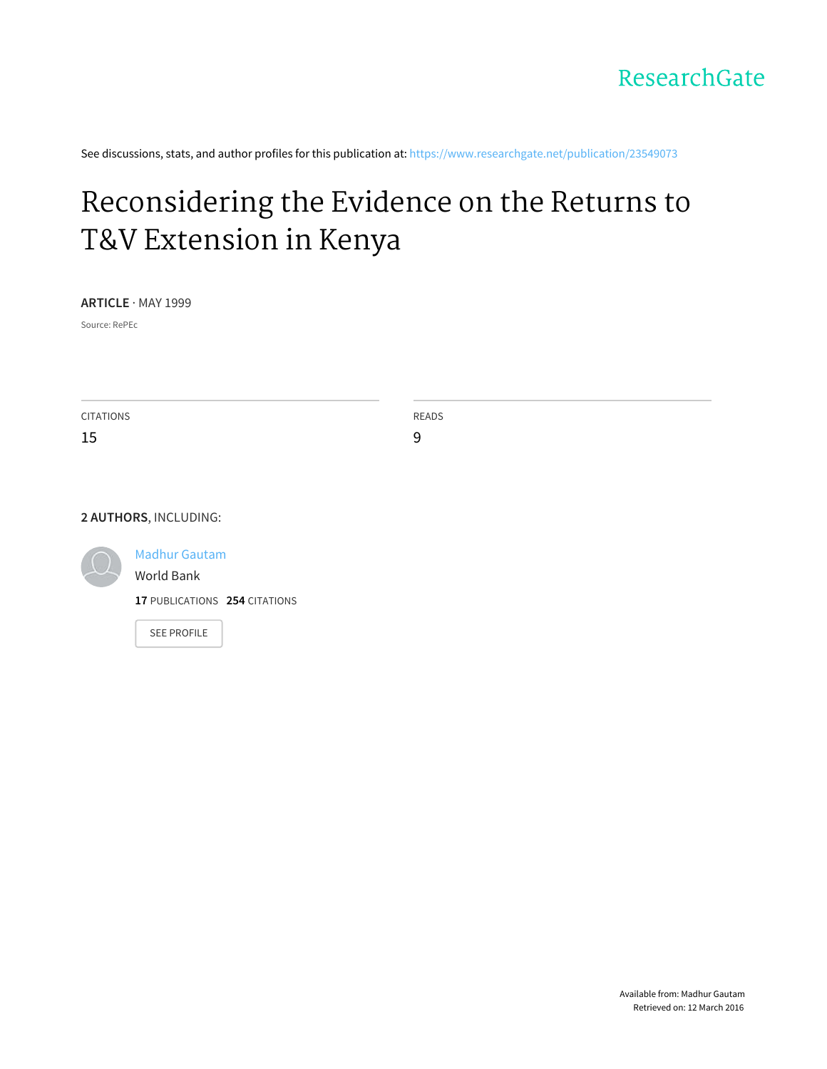ResearchGate

See discussions, stats, and author profiles for this publication at: https://www.researchgate.net/publication/23549073

# Reconsidering the Evidence on the Returns to T&V Extension in Kenya

**ARTICLE** · MAY 1999

Source: RePEc

| CITATIONS | READS |
|---|---|
| 15 | 9 |

**2 AUTHORS**, INCLUDING:

Madhur Gautam
World Bank
**17** PUBLICATIONS **254** CITATIONS

SEE PROFILE

Available from: Madhur Gautam
Retrieved on: 12 March 2016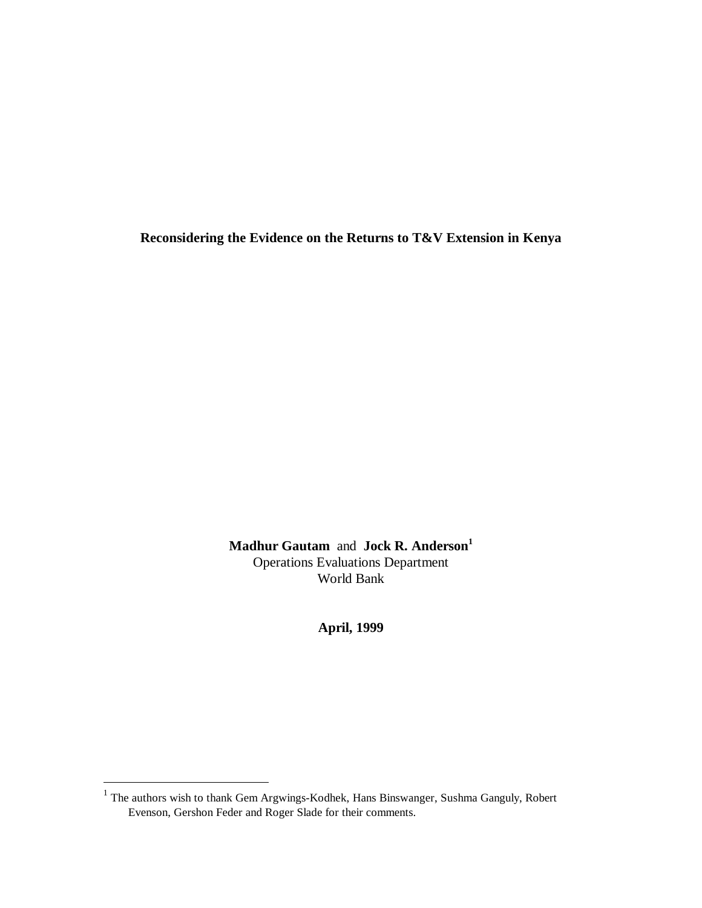**Reconsidering the Evidence on the Returns to T&V Extension in Kenya**

**Madhur Gautam** and **Jock R. Anderson**[1]
Operations Evaluations Department
World Bank

**April, 1999**

[1] The authors wish to thank Gem Argwings-Kodhek, Hans Binswanger, Sushma Ganguly, Robert Evenson, Gershon Feder and Roger Slade for their comments.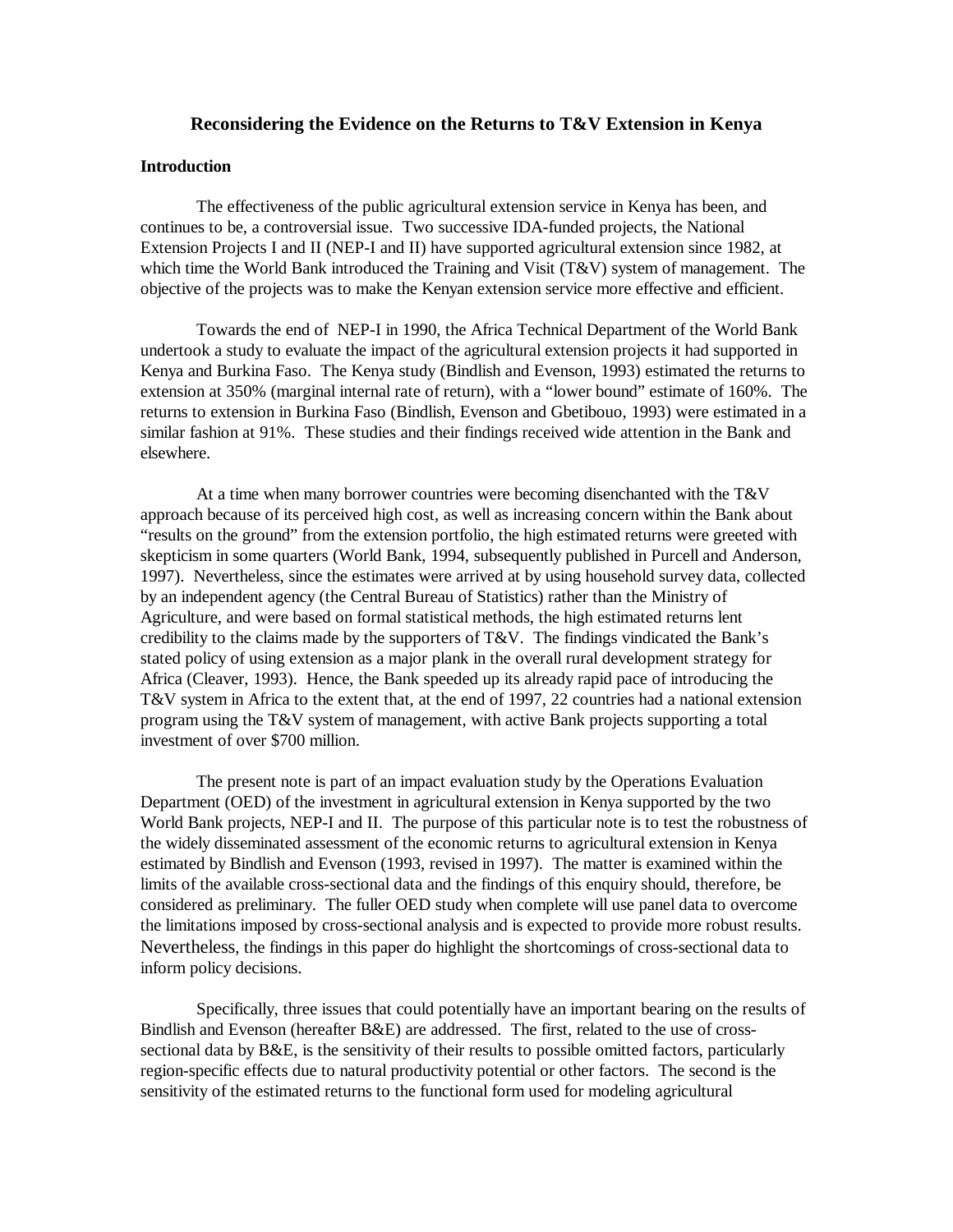# Reconsidering the Evidence on the Returns to T&V Extension in Kenya

## Introduction

The effectiveness of the public agricultural extension service in Kenya has been, and continues to be, a controversial issue. Two successive IDA-funded projects, the National Extension Projects I and II (NEP-I and II) have supported agricultural extension since 1982, at which time the World Bank introduced the Training and Visit (T&V) system of management. The objective of the projects was to make the Kenyan extension service more effective and efficient.

Towards the end of NEP-I in 1990, the Africa Technical Department of the World Bank undertook a study to evaluate the impact of the agricultural extension projects it had supported in Kenya and Burkina Faso. The Kenya study (Bindlish and Evenson, 1993) estimated the returns to extension at 350% (marginal internal rate of return), with a "lower bound" estimate of 160%. The returns to extension in Burkina Faso (Bindlish, Evenson and Gbetibouo, 1993) were estimated in a similar fashion at 91%. These studies and their findings received wide attention in the Bank and elsewhere.

At a time when many borrower countries were becoming disenchanted with the T&V approach because of its perceived high cost, as well as increasing concern within the Bank about "results on the ground" from the extension portfolio, the high estimated returns were greeted with skepticism in some quarters (World Bank, 1994, subsequently published in Purcell and Anderson, 1997). Nevertheless, since the estimates were arrived at by using household survey data, collected by an independent agency (the Central Bureau of Statistics) rather than the Ministry of Agriculture, and were based on formal statistical methods, the high estimated returns lent credibility to the claims made by the supporters of T&V. The findings vindicated the Bank's stated policy of using extension as a major plank in the overall rural development strategy for Africa (Cleaver, 1993). Hence, the Bank speeded up its already rapid pace of introducing the T&V system in Africa to the extent that, at the end of 1997, 22 countries had a national extension program using the T&V system of management, with active Bank projects supporting a total investment of over $700 million.

The present note is part of an impact evaluation study by the Operations Evaluation Department (OED) of the investment in agricultural extension in Kenya supported by the two World Bank projects, NEP-I and II. The purpose of this particular note is to test the robustness of the widely disseminated assessment of the economic returns to agricultural extension in Kenya estimated by Bindlish and Evenson (1993, revised in 1997). The matter is examined within the limits of the available cross-sectional data and the findings of this enquiry should, therefore, be considered as preliminary. The fuller OED study when complete will use panel data to overcome the limitations imposed by cross-sectional analysis and is expected to provide more robust results. Nevertheless, the findings in this paper do highlight the shortcomings of cross-sectional data to inform policy decisions.

Specifically, three issues that could potentially have an important bearing on the results of Bindlish and Evenson (hereafter B&E) are addressed. The first, related to the use of cross-sectional data by B&E, is the sensitivity of their results to possible omitted factors, particularly region-specific effects due to natural productivity potential or other factors. The second is the sensitivity of the estimated returns to the functional form used for modeling agricultural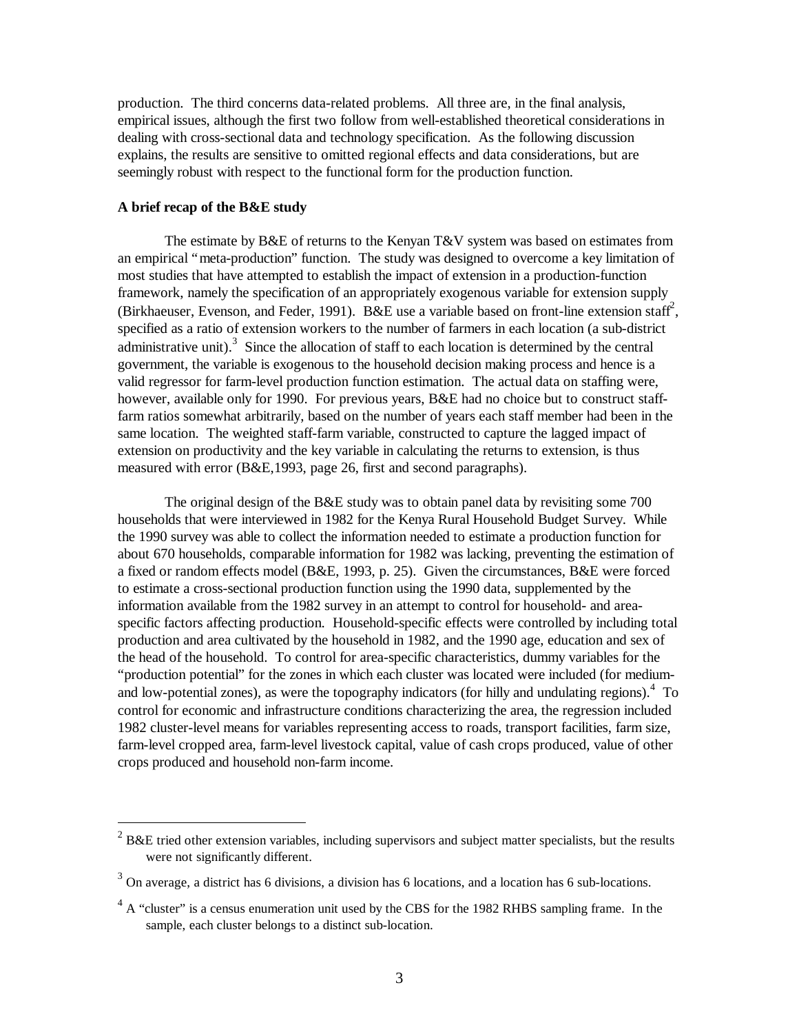production. The third concerns data-related problems. All three are, in the final analysis, empirical issues, although the first two follow from well-established theoretical considerations in dealing with cross-sectional data and technology specification. As the following discussion explains, the results are sensitive to omitted regional effects and data considerations, but are seemingly robust with respect to the functional form for the production function.

**A brief recap of the B&E study**

The estimate by B&E of returns to the Kenyan T&V system was based on estimates from an empirical "meta-production" function. The study was designed to overcome a key limitation of most studies that have attempted to establish the impact of extension in a production-function framework, namely the specification of an appropriately exogenous variable for extension supply (Birkhaeuser, Evenson, and Feder, 1991). B&E use a variable based on front-line extension staff[2], specified as a ratio of extension workers to the number of farmers in each location (a sub-district administrative unit).[3] Since the allocation of staff to each location is determined by the central government, the variable is exogenous to the household decision making process and hence is a valid regressor for farm-level production function estimation. The actual data on staffing were, however, available only for 1990. For previous years, B&E had no choice but to construct staff-farm ratios somewhat arbitrarily, based on the number of years each staff member had been in the same location. The weighted staff-farm variable, constructed to capture the lagged impact of extension on productivity and the key variable in calculating the returns to extension, is thus measured with error (B&E,1993, page 26, first and second paragraphs).

The original design of the B&E study was to obtain panel data by revisiting some 700 households that were interviewed in 1982 for the Kenya Rural Household Budget Survey. While the 1990 survey was able to collect the information needed to estimate a production function for about 670 households, comparable information for 1982 was lacking, preventing the estimation of a fixed or random effects model (B&E, 1993, p. 25). Given the circumstances, B&E were forced to estimate a cross-sectional production function using the 1990 data, supplemented by the information available from the 1982 survey in an attempt to control for household- and area-specific factors affecting production. Household-specific effects were controlled by including total production and area cultivated by the household in 1982, and the 1990 age, education and sex of the head of the household. To control for area-specific characteristics, dummy variables for the "production potential" for the zones in which each cluster was located were included (for medium- and low-potential zones), as were the topography indicators (for hilly and undulating regions).[4] To control for economic and infrastructure conditions characterizing the area, the regression included 1982 cluster-level means for variables representing access to roads, transport facilities, farm size, farm-level cropped area, farm-level livestock capital, value of cash crops produced, value of other crops produced and household non-farm income.

---

[2] B&E tried other extension variables, including supervisors and subject matter specialists, but the results were not significantly different.

[3] On average, a district has 6 divisions, a division has 6 locations, and a location has 6 sub-locations.

[4] A "cluster" is a census enumeration unit used by the CBS for the 1982 RHBS sampling frame. In the sample, each cluster belongs to a distinct sub-location.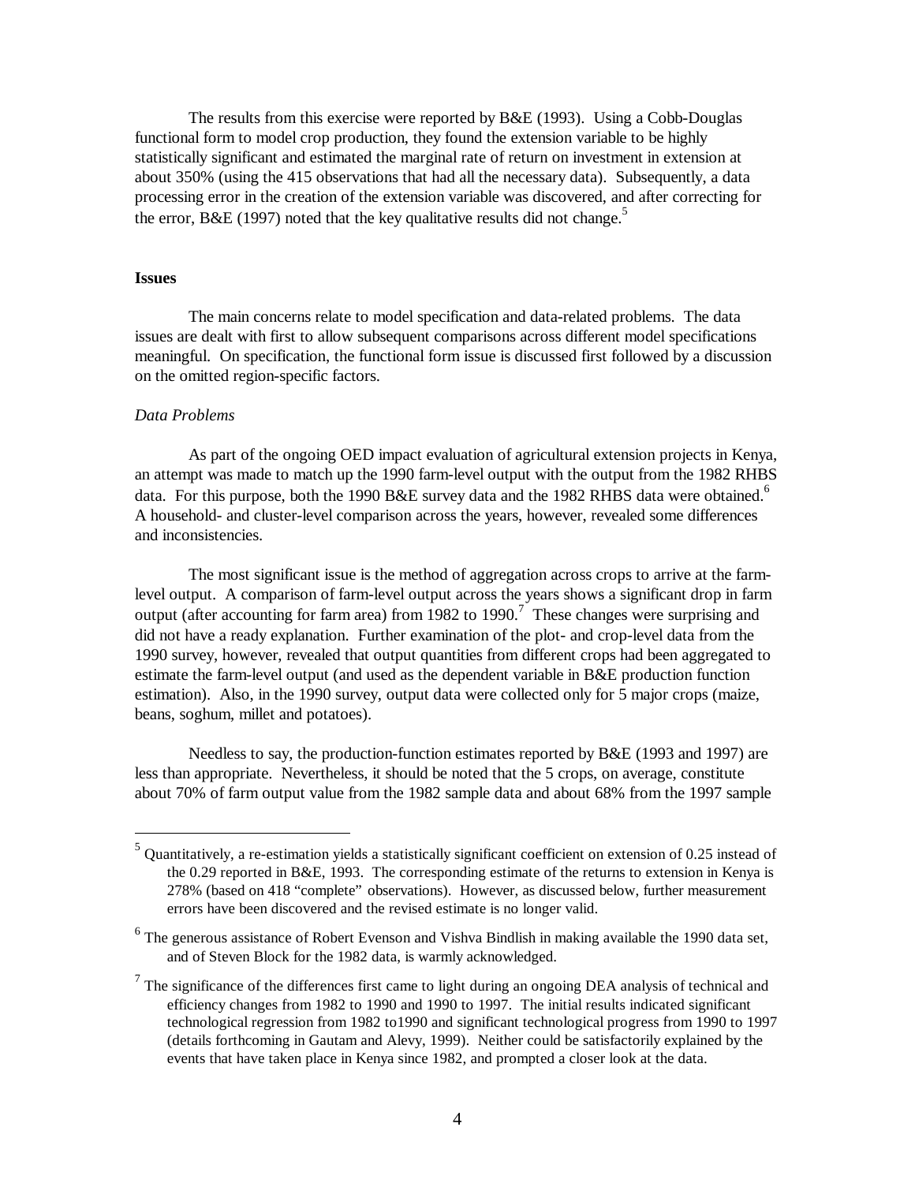The results from this exercise were reported by B&E (1993). Using a Cobb-Douglas functional form to model crop production, they found the extension variable to be highly statistically significant and estimated the marginal rate of return on investment in extension at about 350% (using the 415 observations that had all the necessary data). Subsequently, a data processing error in the creation of the extension variable was discovered, and after correcting for the error, B&E (1997) noted that the key qualitative results did not change.[5]

**Issues**

The main concerns relate to model specification and data-related problems. The data issues are dealt with first to allow subsequent comparisons across different model specifications meaningful. On specification, the functional form issue is discussed first followed by a discussion on the omitted region-specific factors.

*Data Problems*

As part of the ongoing OED impact evaluation of agricultural extension projects in Kenya, an attempt was made to match up the 1990 farm-level output with the output from the 1982 RHBS data. For this purpose, both the 1990 B&E survey data and the 1982 RHBS data were obtained.[6] A household- and cluster-level comparison across the years, however, revealed some differences and inconsistencies.

The most significant issue is the method of aggregation across crops to arrive at the farm-level output. A comparison of farm-level output across the years shows a significant drop in farm output (after accounting for farm area) from 1982 to 1990.[7] These changes were surprising and did not have a ready explanation. Further examination of the plot- and crop-level data from the 1990 survey, however, revealed that output quantities from different crops had been aggregated to estimate the farm-level output (and used as the dependent variable in B&E production function estimation). Also, in the 1990 survey, output data were collected only for 5 major crops (maize, beans, soghum, millet and potatoes).

Needless to say, the production-function estimates reported by B&E (1993 and 1997) are less than appropriate. Nevertheless, it should be noted that the 5 crops, on average, constitute about 70% of farm output value from the 1982 sample data and about 68% from the 1997 sample

---

[5] Quantitatively, a re-estimation yields a statistically significant coefficient on extension of 0.25 instead of the 0.29 reported in B&E, 1993. The corresponding estimate of the returns to extension in Kenya is 278% (based on 418 "complete" observations). However, as discussed below, further measurement errors have been discovered and the revised estimate is no longer valid.

[6] The generous assistance of Robert Evenson and Vishva Bindlish in making available the 1990 data set, and of Steven Block for the 1982 data, is warmly acknowledged.

[7] The significance of the differences first came to light during an ongoing DEA analysis of technical and efficiency changes from 1982 to 1990 and 1990 to 1997. The initial results indicated significant technological regression from 1982 to1990 and significant technological progress from 1990 to 1997 (details forthcoming in Gautam and Alevy, 1999). Neither could be satisfactorily explained by the events that have taken place in Kenya since 1982, and prompted a closer look at the data.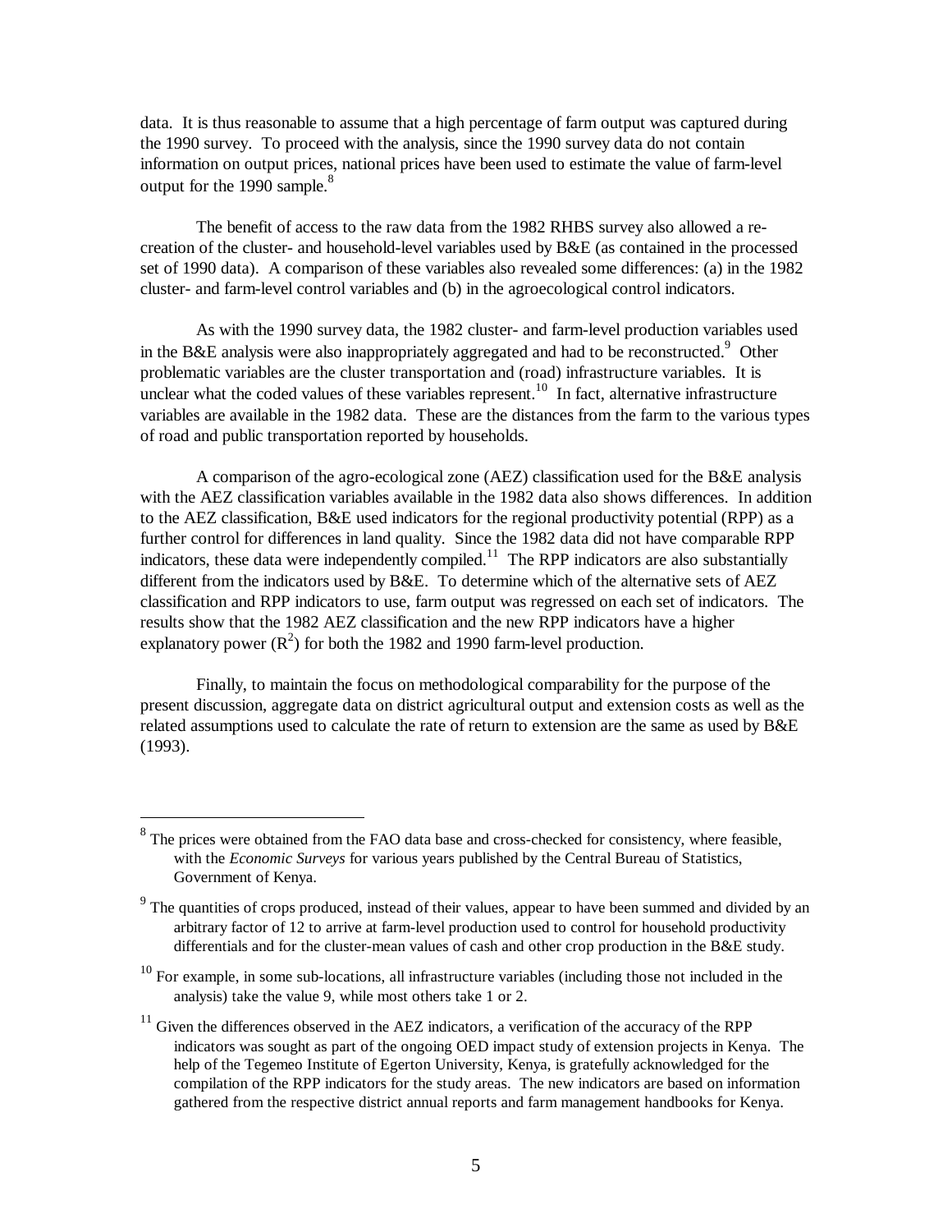data. It is thus reasonable to assume that a high percentage of farm output was captured during the 1990 survey. To proceed with the analysis, since the 1990 survey data do not contain information on output prices, national prices have been used to estimate the value of farm-level output for the 1990 sample.[8]

The benefit of access to the raw data from the 1982 RHBS survey also allowed a re-creation of the cluster- and household-level variables used by B&E (as contained in the processed set of 1990 data). A comparison of these variables also revealed some differences: (a) in the 1982 cluster- and farm-level control variables and (b) in the agroecological control indicators.

As with the 1990 survey data, the 1982 cluster- and farm-level production variables used in the B&E analysis were also inappropriately aggregated and had to be reconstructed.[9] Other problematic variables are the cluster transportation and (road) infrastructure variables. It is unclear what the coded values of these variables represent.[10] In fact, alternative infrastructure variables are available in the 1982 data. These are the distances from the farm to the various types of road and public transportation reported by households.

A comparison of the agro-ecological zone (AEZ) classification used for the B&E analysis with the AEZ classification variables available in the 1982 data also shows differences. In addition to the AEZ classification, B&E used indicators for the regional productivity potential (RPP) as a further control for differences in land quality. Since the 1982 data did not have comparable RPP indicators, these data were independently compiled.[11] The RPP indicators are also substantially different from the indicators used by B&E. To determine which of the alternative sets of AEZ classification and RPP indicators to use, farm output was regressed on each set of indicators. The results show that the 1982 AEZ classification and the new RPP indicators have a higher explanatory power ($R^2$) for both the 1982 and 1990 farm-level production.

Finally, to maintain the focus on methodological comparability for the purpose of the present discussion, aggregate data on district agricultural output and extension costs as well as the related assumptions used to calculate the rate of return to extension are the same as used by B&E (1993).

---

[8] The prices were obtained from the FAO data base and cross-checked for consistency, where feasible, with the *Economic Surveys* for various years published by the Central Bureau of Statistics, Government of Kenya.

[9] The quantities of crops produced, instead of their values, appear to have been summed and divided by an arbitrary factor of 12 to arrive at farm-level production used to control for household productivity differentials and for the cluster-mean values of cash and other crop production in the B&E study.

[10] For example, in some sub-locations, all infrastructure variables (including those not included in the analysis) take the value 9, while most others take 1 or 2.

[11] Given the differences observed in the AEZ indicators, a verification of the accuracy of the RPP indicators was sought as part of the ongoing OED impact study of extension projects in Kenya. The help of the Tegemeo Institute of Egerton University, Kenya, is gratefully acknowledged for the compilation of the RPP indicators for the study areas. The new indicators are based on information gathered from the respective district annual reports and farm management handbooks for Kenya.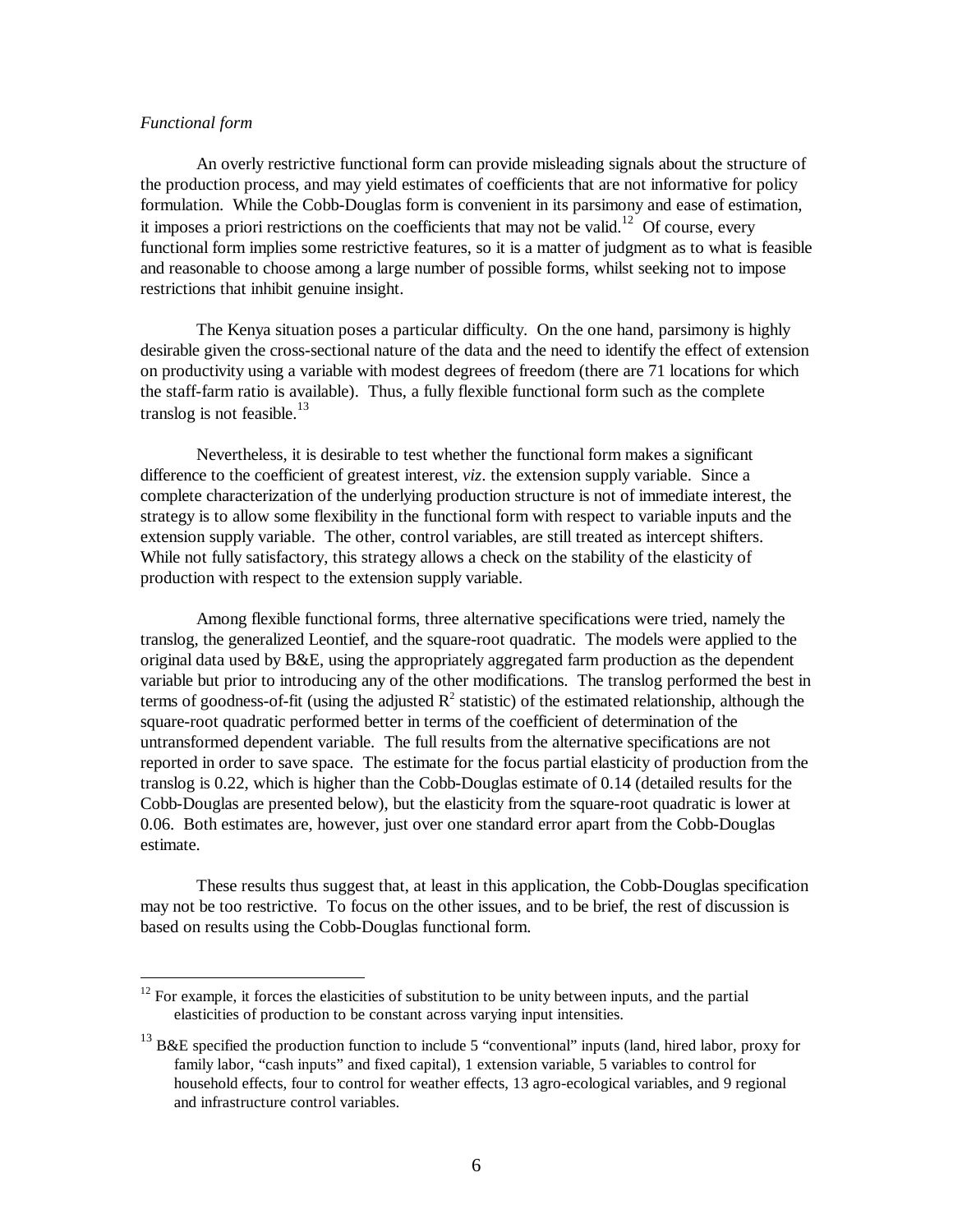*Functional form*

An overly restrictive functional form can provide misleading signals about the structure of the production process, and may yield estimates of coefficients that are not informative for policy formulation. While the Cobb-Douglas form is convenient in its parsimony and ease of estimation, it imposes a priori restrictions on the coefficients that may not be valid.[12] Of course, every functional form implies some restrictive features, so it is a matter of judgment as to what is feasible and reasonable to choose among a large number of possible forms, whilst seeking not to impose restrictions that inhibit genuine insight.

The Kenya situation poses a particular difficulty. On the one hand, parsimony is highly desirable given the cross-sectional nature of the data and the need to identify the effect of extension on productivity using a variable with modest degrees of freedom (there are 71 locations for which the staff-farm ratio is available). Thus, a fully flexible functional form such as the complete translog is not feasible.[13]

Nevertheless, it is desirable to test whether the functional form makes a significant difference to the coefficient of greatest interest, *viz*. the extension supply variable. Since a complete characterization of the underlying production structure is not of immediate interest, the strategy is to allow some flexibility in the functional form with respect to variable inputs and the extension supply variable. The other, control variables, are still treated as intercept shifters. While not fully satisfactory, this strategy allows a check on the stability of the elasticity of production with respect to the extension supply variable.

Among flexible functional forms, three alternative specifications were tried, namely the translog, the generalized Leontief, and the square-root quadratic. The models were applied to the original data used by B&E, using the appropriately aggregated farm production as the dependent variable but prior to introducing any of the other modifications. The translog performed the best in terms of goodness-of-fit (using the adjusted $R^2$ statistic) of the estimated relationship, although the square-root quadratic performed better in terms of the coefficient of determination of the untransformed dependent variable. The full results from the alternative specifications are not reported in order to save space. The estimate for the focus partial elasticity of production from the translog is 0.22, which is higher than the Cobb-Douglas estimate of 0.14 (detailed results for the Cobb-Douglas are presented below), but the elasticity from the square-root quadratic is lower at 0.06. Both estimates are, however, just over one standard error apart from the Cobb-Douglas estimate.

These results thus suggest that, at least in this application, the Cobb-Douglas specification may not be too restrictive. To focus on the other issues, and to be brief, the rest of discussion is based on results using the Cobb-Douglas functional form.

---

[12] For example, it forces the elasticities of substitution to be unity between inputs, and the partial elasticities of production to be constant across varying input intensities.

[13] B&E specified the production function to include 5 "conventional" inputs (land, hired labor, proxy for family labor, "cash inputs" and fixed capital), 1 extension variable, 5 variables to control for household effects, four to control for weather effects, 13 agro-ecological variables, and 9 regional and infrastructure control variables.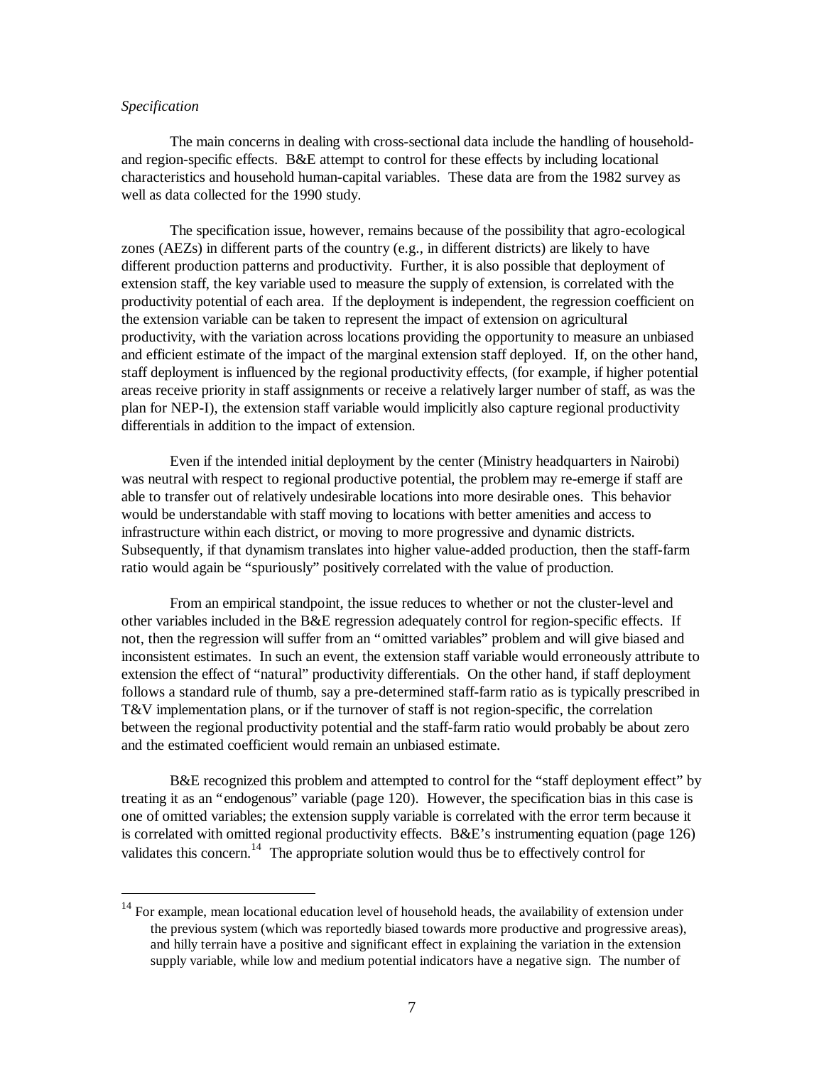*Specification*

The main concerns in dealing with cross-sectional data include the handling of household- and region-specific effects. B&E attempt to control for these effects by including locational characteristics and household human-capital variables. These data are from the 1982 survey as well as data collected for the 1990 study.

The specification issue, however, remains because of the possibility that agro-ecological zones (AEZs) in different parts of the country (e.g., in different districts) are likely to have different production patterns and productivity. Further, it is also possible that deployment of extension staff, the key variable used to measure the supply of extension, is correlated with the productivity potential of each area. If the deployment is independent, the regression coefficient on the extension variable can be taken to represent the impact of extension on agricultural productivity, with the variation across locations providing the opportunity to measure an unbiased and efficient estimate of the impact of the marginal extension staff deployed. If, on the other hand, staff deployment is influenced by the regional productivity effects, (for example, if higher potential areas receive priority in staff assignments or receive a relatively larger number of staff, as was the plan for NEP-I), the extension staff variable would implicitly also capture regional productivity differentials in addition to the impact of extension.

Even if the intended initial deployment by the center (Ministry headquarters in Nairobi) was neutral with respect to regional productive potential, the problem may re-emerge if staff are able to transfer out of relatively undesirable locations into more desirable ones. This behavior would be understandable with staff moving to locations with better amenities and access to infrastructure within each district, or moving to more progressive and dynamic districts. Subsequently, if that dynamism translates into higher value-added production, then the staff-farm ratio would again be "spuriously" positively correlated with the value of production.

From an empirical standpoint, the issue reduces to whether or not the cluster-level and other variables included in the B&E regression adequately control for region-specific effects. If not, then the regression will suffer from an "omitted variables" problem and will give biased and inconsistent estimates. In such an event, the extension staff variable would erroneously attribute to extension the effect of "natural" productivity differentials. On the other hand, if staff deployment follows a standard rule of thumb, say a pre-determined staff-farm ratio as is typically prescribed in T&V implementation plans, or if the turnover of staff is not region-specific, the correlation between the regional productivity potential and the staff-farm ratio would probably be about zero and the estimated coefficient would remain an unbiased estimate.

B&E recognized this problem and attempted to control for the "staff deployment effect" by treating it as an "endogenous" variable (page 120). However, the specification bias in this case is one of omitted variables; the extension supply variable is correlated with the error term because it is correlated with omitted regional productivity effects. B&E's instrumenting equation (page 126) validates this concern.[14] The appropriate solution would thus be to effectively control for

[14] For example, mean locational education level of household heads, the availability of extension under the previous system (which was reportedly biased towards more productive and progressive areas), and hilly terrain have a positive and significant effect in explaining the variation in the extension supply variable, while low and medium potential indicators have a negative sign. The number of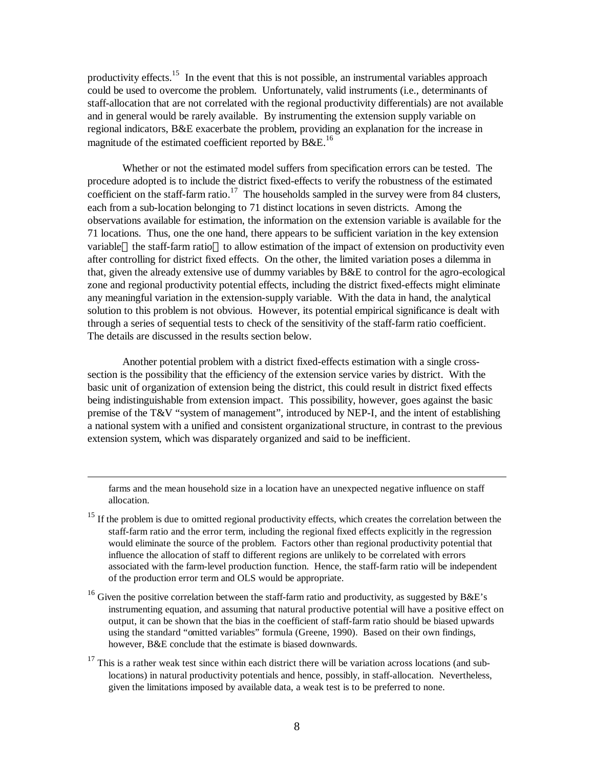productivity effects.[15] In the event that this is not possible, an instrumental variables approach could be used to overcome the problem. Unfortunately, valid instruments (i.e., determinants of staff-allocation that are not correlated with the regional productivity differentials) are not available and in general would be rarely available. By instrumenting the extension supply variable on regional indicators, B&E exacerbate the problem, providing an explanation for the increase in magnitude of the estimated coefficient reported by B&E.[16]

Whether or not the estimated model suffers from specification errors can be tested. The procedure adopted is to include the district fixed-effects to verify the robustness of the estimated coefficient on the staff-farm ratio.[17] The households sampled in the survey were from 84 clusters, each from a sub-location belonging to 71 distinct locations in seven districts. Among the observations available for estimation, the information on the extension variable is available for the 71 locations. Thus, one the one hand, there appears to be sufficient variation in the key extension variable — the staff-farm ratio — to allow estimation of the impact of extension on productivity even after controlling for district fixed effects. On the other, the limited variation poses a dilemma in that, given the already extensive use of dummy variables by B&E to control for the agro-ecological zone and regional productivity potential effects, including the district fixed-effects might eliminate any meaningful variation in the extension-supply variable. With the data in hand, the analytical solution to this problem is not obvious. However, its potential empirical significance is dealt with through a series of sequential tests to check of the sensitivity of the staff-farm ratio coefficient. The details are discussed in the results section below.

Another potential problem with a district fixed-effects estimation with a single cross-section is the possibility that the efficiency of the extension service varies by district. With the basic unit of organization of extension being the district, this could result in district fixed effects being indistinguishable from extension impact. This possibility, however, goes against the basic premise of the T&V "system of management", introduced by NEP-I, and the intent of establishing a national system with a unified and consistent organizational structure, in contrast to the previous extension system, which was disparately organized and said to be inefficient.

---

farms and the mean household size in a location have an unexpected negative influence on staff allocation.

[15] If the problem is due to omitted regional productivity effects, which creates the correlation between the staff-farm ratio and the error term, including the regional fixed effects explicitly in the regression would eliminate the source of the problem. Factors other than regional productivity potential that influence the allocation of staff to different regions are unlikely to be correlated with errors associated with the farm-level production function. Hence, the staff-farm ratio will be independent of the production error term and OLS would be appropriate.

[16] Given the positive correlation between the staff-farm ratio and productivity, as suggested by B&E's instrumenting equation, and assuming that natural productive potential will have a positive effect on output, it can be shown that the bias in the coefficient of staff-farm ratio should be biased upwards using the standard "omitted variables" formula (Greene, 1990). Based on their own findings, however, B&E conclude that the estimate is biased downwards.

[17] This is a rather weak test since within each district there will be variation across locations (and sub-locations) in natural productivity potentials and hence, possibly, in staff-allocation. Nevertheless, given the limitations imposed by available data, a weak test is to be preferred to none.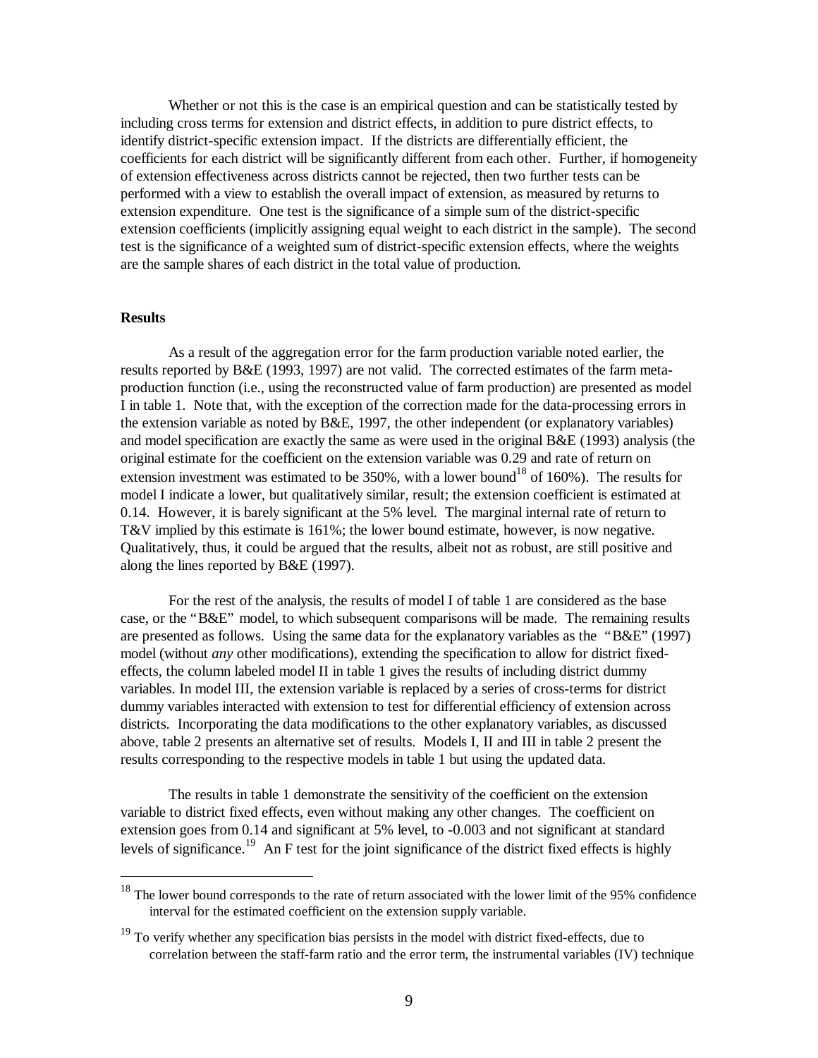Whether or not this is the case is an empirical question and can be statistically tested by including cross terms for extension and district effects, in addition to pure district effects, to identify district-specific extension impact. If the districts are differentially efficient, the coefficients for each district will be significantly different from each other. Further, if homogeneity of extension effectiveness across districts cannot be rejected, then two further tests can be performed with a view to establish the overall impact of extension, as measured by returns to extension expenditure. One test is the significance of a simple sum of the district-specific extension coefficients (implicitly assigning equal weight to each district in the sample). The second test is the significance of a weighted sum of district-specific extension effects, where the weights are the sample shares of each district in the total value of production.

**Results**

As a result of the aggregation error for the farm production variable noted earlier, the results reported by B&E (1993, 1997) are not valid. The corrected estimates of the farm meta-production function (i.e., using the reconstructed value of farm production) are presented as model I in table 1. Note that, with the exception of the correction made for the data-processing errors in the extension variable as noted by B&E, 1997, the other independent (or explanatory variables) and model specification are exactly the same as were used in the original B&E (1993) analysis (the original estimate for the coefficient on the extension variable was 0.29 and rate of return on extension investment was estimated to be 350%, with a lower bound[18] of 160%). The results for model I indicate a lower, but qualitatively similar, result; the extension coefficient is estimated at 0.14. However, it is barely significant at the 5% level. The marginal internal rate of return to T&V implied by this estimate is 161%; the lower bound estimate, however, is now negative. Qualitatively, thus, it could be argued that the results, albeit not as robust, are still positive and along the lines reported by B&E (1997).

For the rest of the analysis, the results of model I of table 1 are considered as the base case, or the "B&E" model, to which subsequent comparisons will be made. The remaining results are presented as follows. Using the same data for the explanatory variables as the "B&E" (1997) model (without *any* other modifications), extending the specification to allow for district fixed-effects, the column labeled model II in table 1 gives the results of including district dummy variables. In model III, the extension variable is replaced by a series of cross-terms for district dummy variables interacted with extension to test for differential efficiency of extension across districts. Incorporating the data modifications to the other explanatory variables, as discussed above, table 2 presents an alternative set of results. Models I, II and III in table 2 present the results corresponding to the respective models in table 1 but using the updated data.

The results in table 1 demonstrate the sensitivity of the coefficient on the extension variable to district fixed effects, even without making any other changes. The coefficient on extension goes from 0.14 and significant at 5% level, to -0.003 and not significant at standard levels of significance.[19] An F test for the joint significance of the district fixed effects is highly

---

[18] The lower bound corresponds to the rate of return associated with the lower limit of the 95% confidence interval for the estimated coefficient on the extension supply variable.

[19] To verify whether any specification bias persists in the model with district fixed-effects, due to correlation between the staff-farm ratio and the error term, the instrumental variables (IV) technique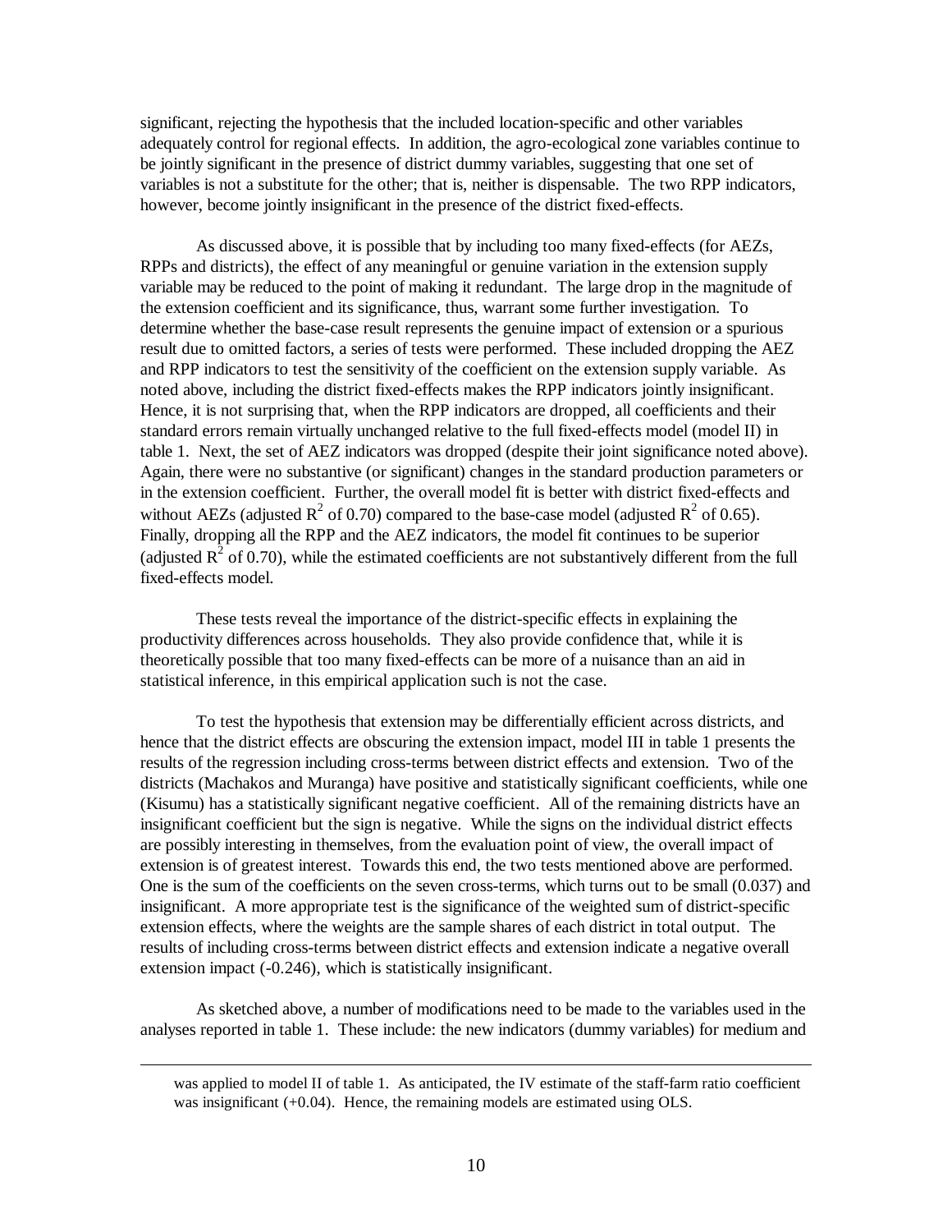significant, rejecting the hypothesis that the included location-specific and other variables adequately control for regional effects. In addition, the agro-ecological zone variables continue to be jointly significant in the presence of district dummy variables, suggesting that one set of variables is not a substitute for the other; that is, neither is dispensable. The two RPP indicators, however, become jointly insignificant in the presence of the district fixed-effects.

As discussed above, it is possible that by including too many fixed-effects (for AEZs, RPPs and districts), the effect of any meaningful or genuine variation in the extension supply variable may be reduced to the point of making it redundant. The large drop in the magnitude of the extension coefficient and its significance, thus, warrant some further investigation. To determine whether the base-case result represents the genuine impact of extension or a spurious result due to omitted factors, a series of tests were performed. These included dropping the AEZ and RPP indicators to test the sensitivity of the coefficient on the extension supply variable. As noted above, including the district fixed-effects makes the RPP indicators jointly insignificant. Hence, it is not surprising that, when the RPP indicators are dropped, all coefficients and their standard errors remain virtually unchanged relative to the full fixed-effects model (model II) in table 1. Next, the set of AEZ indicators was dropped (despite their joint significance noted above). Again, there were no substantive (or significant) changes in the standard production parameters or in the extension coefficient. Further, the overall model fit is better with district fixed-effects and without AEZs (adjusted $R^2$ of 0.70) compared to the base-case model (adjusted $R^2$ of 0.65). Finally, dropping all the RPP and the AEZ indicators, the model fit continues to be superior (adjusted $R^2$ of 0.70), while the estimated coefficients are not substantively different from the full fixed-effects model.

These tests reveal the importance of the district-specific effects in explaining the productivity differences across households. They also provide confidence that, while it is theoretically possible that too many fixed-effects can be more of a nuisance than an aid in statistical inference, in this empirical application such is not the case.

To test the hypothesis that extension may be differentially efficient across districts, and hence that the district effects are obscuring the extension impact, model III in table 1 presents the results of the regression including cross-terms between district effects and extension. Two of the districts (Machakos and Muranga) have positive and statistically significant coefficients, while one (Kisumu) has a statistically significant negative coefficient. All of the remaining districts have an insignificant coefficient but the sign is negative. While the signs on the individual district effects are possibly interesting in themselves, from the evaluation point of view, the overall impact of extension is of greatest interest. Towards this end, the two tests mentioned above are performed. One is the sum of the coefficients on the seven cross-terms, which turns out to be small (0.037) and insignificant. A more appropriate test is the significance of the weighted sum of district-specific extension effects, where the weights are the sample shares of each district in total output. The results of including cross-terms between district effects and extension indicate a negative overall extension impact (-0.246), which is statistically insignificant.

As sketched above, a number of modifications need to be made to the variables used in the analyses reported in table 1. These include: the new indicators (dummy variables) for medium and

---

was applied to model II of table 1. As anticipated, the IV estimate of the staff-farm ratio coefficient was insignificant (+0.04). Hence, the remaining models are estimated using OLS.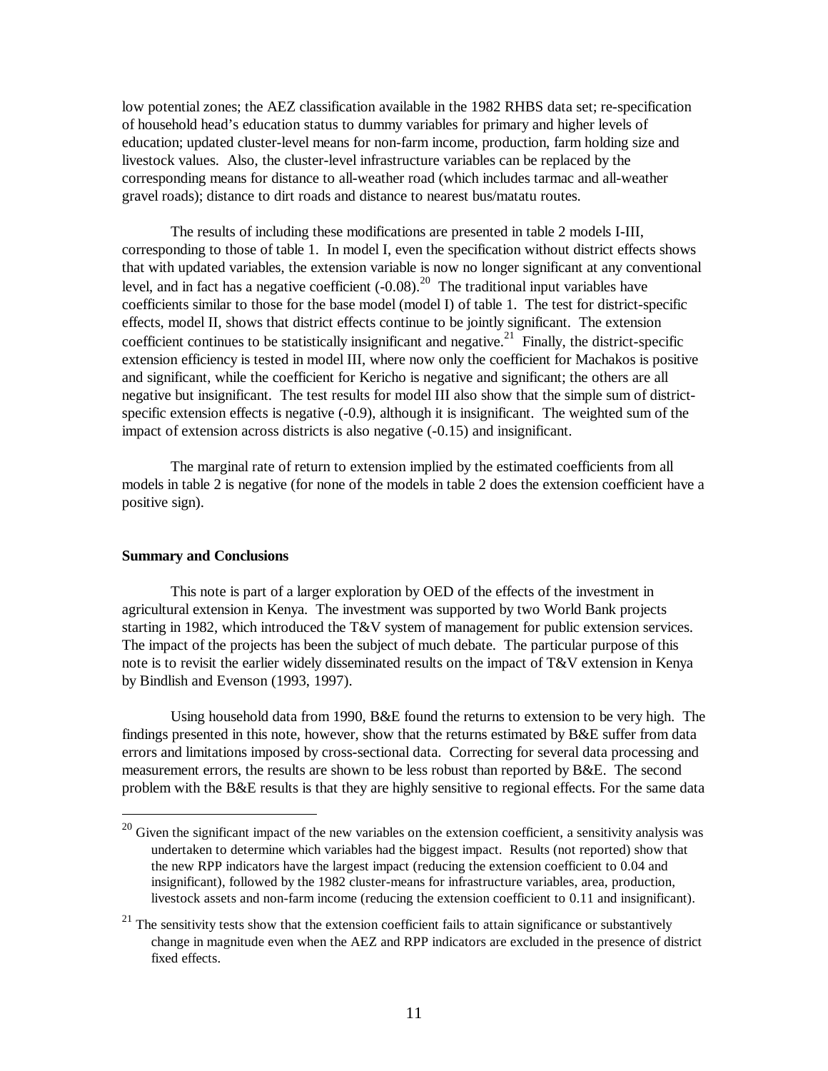low potential zones; the AEZ classification available in the 1982 RHBS data set; re-specification of household head's education status to dummy variables for primary and higher levels of education; updated cluster-level means for non-farm income, production, farm holding size and livestock values. Also, the cluster-level infrastructure variables can be replaced by the corresponding means for distance to all-weather road (which includes tarmac and all-weather gravel roads); distance to dirt roads and distance to nearest bus/matatu routes.

The results of including these modifications are presented in table 2 models I-III, corresponding to those of table 1. In model I, even the specification without district effects shows that with updated variables, the extension variable is now no longer significant at any conventional level, and in fact has a negative coefficient (-0.08).[20] The traditional input variables have coefficients similar to those for the base model (model I) of table 1. The test for district-specific effects, model II, shows that district effects continue to be jointly significant. The extension coefficient continues to be statistically insignificant and negative.[21] Finally, the district-specific extension efficiency is tested in model III, where now only the coefficient for Machakos is positive and significant, while the coefficient for Kericho is negative and significant; the others are all negative but insignificant. The test results for model III also show that the simple sum of district-specific extension effects is negative (-0.9), although it is insignificant. The weighted sum of the impact of extension across districts is also negative (-0.15) and insignificant.

The marginal rate of return to extension implied by the estimated coefficients from all models in table 2 is negative (for none of the models in table 2 does the extension coefficient have a positive sign).

**Summary and Conclusions**

This note is part of a larger exploration by OED of the effects of the investment in agricultural extension in Kenya. The investment was supported by two World Bank projects starting in 1982, which introduced the T&V system of management for public extension services. The impact of the projects has been the subject of much debate. The particular purpose of this note is to revisit the earlier widely disseminated results on the impact of T&V extension in Kenya by Bindlish and Evenson (1993, 1997).

Using household data from 1990, B&E found the returns to extension to be very high. The findings presented in this note, however, show that the returns estimated by B&E suffer from data errors and limitations imposed by cross-sectional data. Correcting for several data processing and measurement errors, the results are shown to be less robust than reported by B&E. The second problem with the B&E results is that they are highly sensitive to regional effects. For the same data

---

[20] Given the significant impact of the new variables on the extension coefficient, a sensitivity analysis was undertaken to determine which variables had the biggest impact. Results (not reported) show that the new RPP indicators have the largest impact (reducing the extension coefficient to 0.04 and insignificant), followed by the 1982 cluster-means for infrastructure variables, area, production, livestock assets and non-farm income (reducing the extension coefficient to 0.11 and insignificant).

[21] The sensitivity tests show that the extension coefficient fails to attain significance or substantively change in magnitude even when the AEZ and RPP indicators are excluded in the presence of district fixed effects.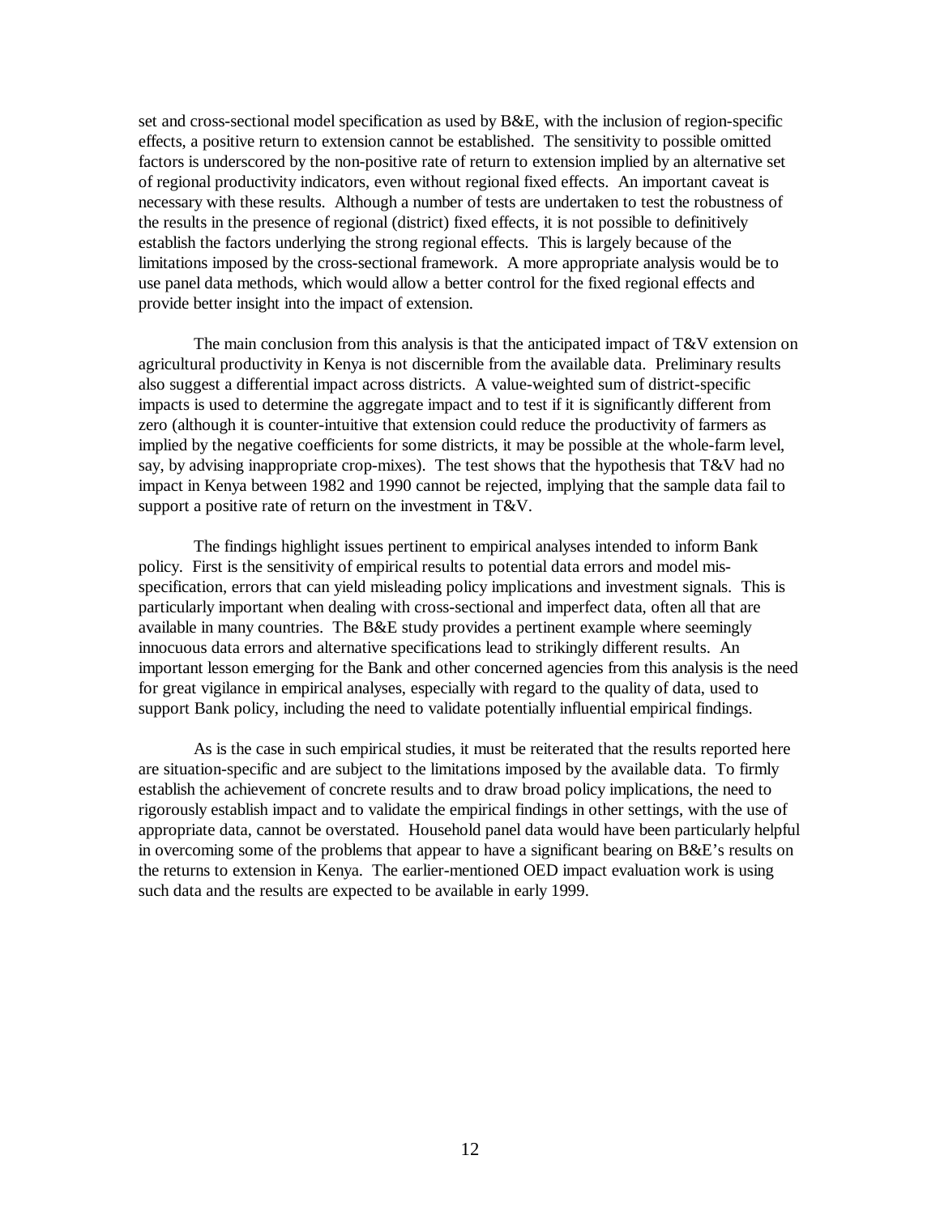set and cross-sectional model specification as used by B&E, with the inclusion of region-specific effects, a positive return to extension cannot be established. The sensitivity to possible omitted factors is underscored by the non-positive rate of return to extension implied by an alternative set of regional productivity indicators, even without regional fixed effects. An important caveat is necessary with these results. Although a number of tests are undertaken to test the robustness of the results in the presence of regional (district) fixed effects, it is not possible to definitively establish the factors underlying the strong regional effects. This is largely because of the limitations imposed by the cross-sectional framework. A more appropriate analysis would be to use panel data methods, which would allow a better control for the fixed regional effects and provide better insight into the impact of extension.

The main conclusion from this analysis is that the anticipated impact of T&V extension on agricultural productivity in Kenya is not discernible from the available data. Preliminary results also suggest a differential impact across districts. A value-weighted sum of district-specific impacts is used to determine the aggregate impact and to test if it is significantly different from zero (although it is counter-intuitive that extension could reduce the productivity of farmers as implied by the negative coefficients for some districts, it may be possible at the whole-farm level, say, by advising inappropriate crop-mixes). The test shows that the hypothesis that T&V had no impact in Kenya between 1982 and 1990 cannot be rejected, implying that the sample data fail to support a positive rate of return on the investment in T&V.

The findings highlight issues pertinent to empirical analyses intended to inform Bank policy. First is the sensitivity of empirical results to potential data errors and model mis-specification, errors that can yield misleading policy implications and investment signals. This is particularly important when dealing with cross-sectional and imperfect data, often all that are available in many countries. The B&E study provides a pertinent example where seemingly innocuous data errors and alternative specifications lead to strikingly different results. An important lesson emerging for the Bank and other concerned agencies from this analysis is the need for great vigilance in empirical analyses, especially with regard to the quality of data, used to support Bank policy, including the need to validate potentially influential empirical findings.

As is the case in such empirical studies, it must be reiterated that the results reported here are situation-specific and are subject to the limitations imposed by the available data. To firmly establish the achievement of concrete results and to draw broad policy implications, the need to rigorously establish impact and to validate the empirical findings in other settings, with the use of appropriate data, cannot be overstated. Household panel data would have been particularly helpful in overcoming some of the problems that appear to have a significant bearing on B&E's results on the returns to extension in Kenya. The earlier-mentioned OED impact evaluation work is using such data and the results are expected to be available in early 1999.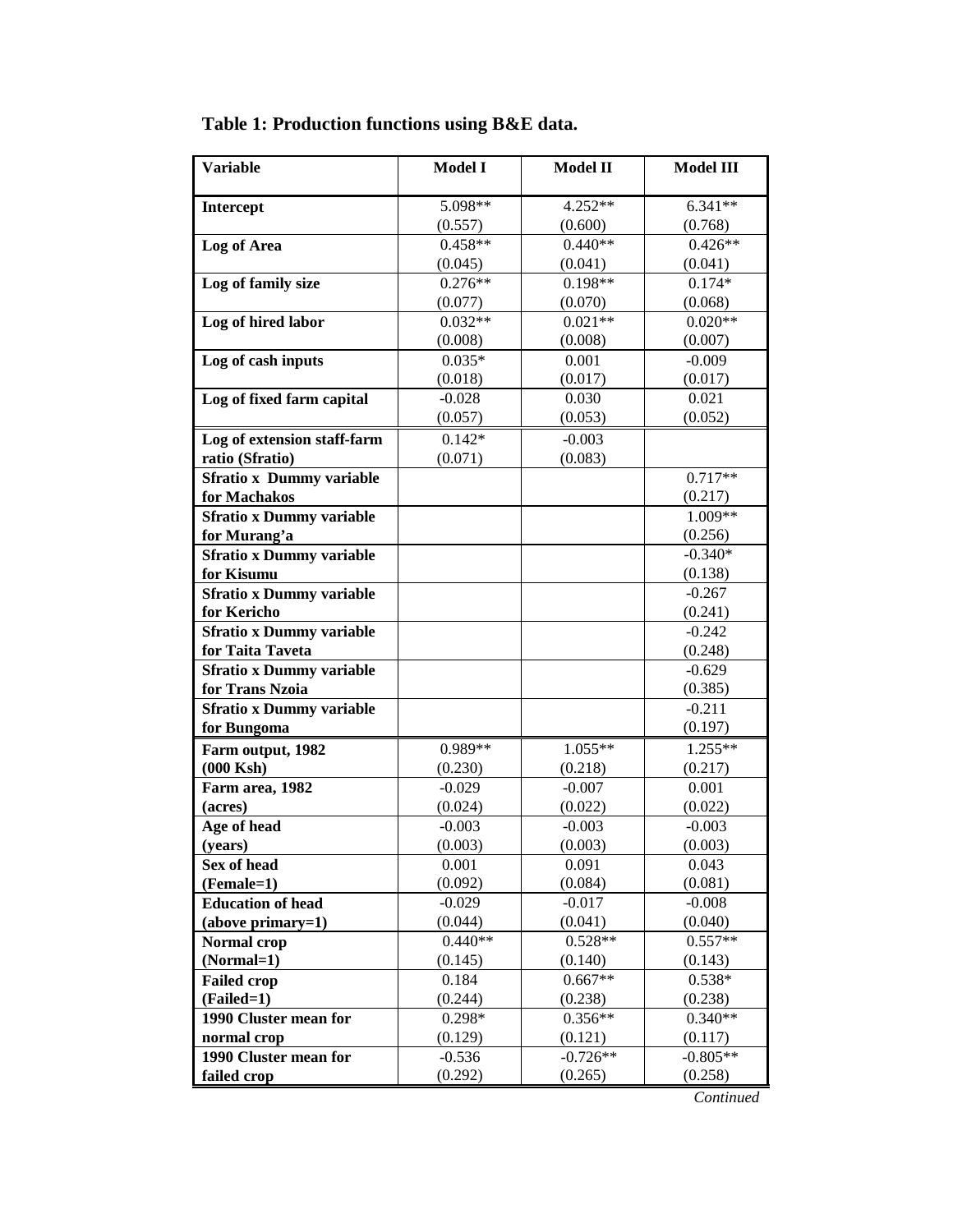**Table 1: Production functions using B&E data.**

| Variable | Model I | Model II | Model III |
|---|---|---|---|
| **Intercept** | 5.098** (0.557) | 4.252** (0.600) | 6.341** (0.768) |
| **Log of Area** | 0.458** (0.045) | 0.440** (0.041) | 0.426** (0.041) |
| **Log of family size** | 0.276** (0.077) | 0.198** (0.070) | 0.174* (0.068) |
| **Log of hired labor** | 0.032** (0.008) | 0.021** (0.008) | 0.020** (0.007) |
| **Log of cash inputs** | 0.035* (0.018) | 0.001 (0.017) | -0.009 (0.017) |
| **Log of fixed farm capital** | -0.028 (0.057) | 0.030 (0.053) | 0.021 (0.052) |
| **Log of extension staff-farm ratio (Sfratio)** | 0.142* (0.071) | -0.003 (0.083) | |
| **Sfratio x Dummy variable for Machakos** | | | 0.717** (0.217) |
| **Sfratio x Dummy variable for Murang'a** | | | 1.009** (0.256) |
| **Sfratio x Dummy variable for Kisumu** | | | -0.340* (0.138) |
| **Sfratio x Dummy variable for Kericho** | | | -0.267 (0.241) |
| **Sfratio x Dummy variable for Taita Taveta** | | | -0.242 (0.248) |
| **Sfratio x Dummy variable for Trans Nzoia** | | | -0.629 (0.385) |
| **Sfratio x Dummy variable for Bungoma** | | | -0.211 (0.197) |
| **Farm output, 1982 (000 Ksh)** | 0.989** (0.230) | 1.055** (0.218) | 1.255** (0.217) |
| **Farm area, 1982 (acres)** | -0.029 (0.024) | -0.007 (0.022) | 0.001 (0.022) |
| **Age of head (years)** | -0.003 (0.003) | -0.003 (0.003) | -0.003 (0.003) |
| **Sex of head (Female=1)** | 0.001 (0.092) | 0.091 (0.084) | 0.043 (0.081) |
| **Education of head (above primary=1)** | -0.029 (0.044) | -0.017 (0.041) | -0.008 (0.040) |
| **Normal crop (Normal=1)** | 0.440** (0.145) | 0.528** (0.140) | 0.557** (0.143) |
| **Failed crop (Failed=1)** | 0.184 (0.244) | 0.667** (0.238) | 0.538* (0.238) |
| **1990 Cluster mean for normal crop** | 0.298* (0.129) | 0.356** (0.121) | 0.340** (0.117) |
| **1990 Cluster mean for failed crop** | -0.536 (0.292) | -0.726** (0.265) | -0.805** (0.258) |

*Continued*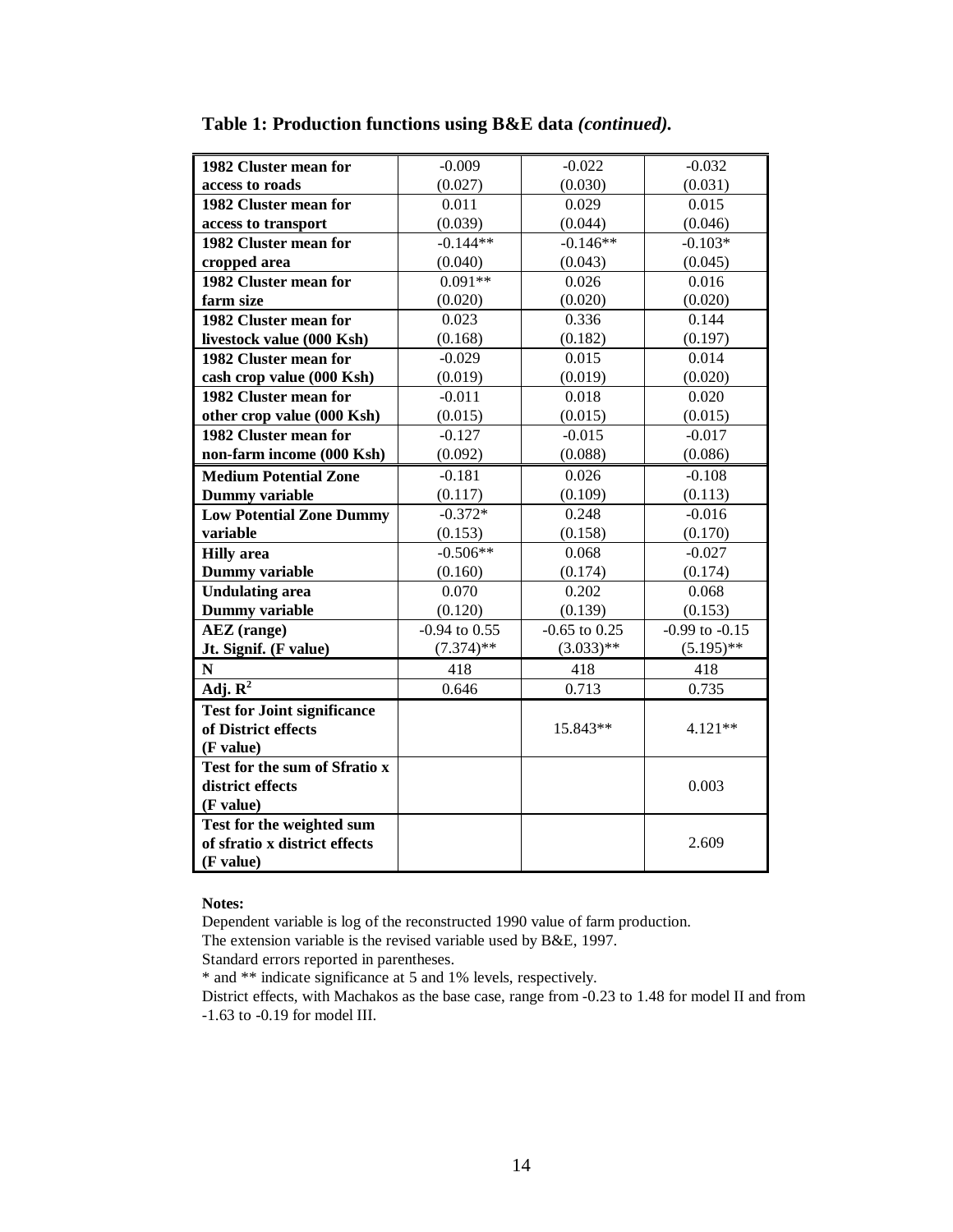**Table 1: Production functions using B&E data *(continued)*.**

| | | | |
|---|---|---|---|
| **1982 Cluster mean for access to roads** | -0.009<br>(0.027) | -0.022<br>(0.030) | -0.032<br>(0.031) |
| **1982 Cluster mean for access to transport** | 0.011<br>(0.039) | 0.029<br>(0.044) | 0.015<br>(0.046) |
| **1982 Cluster mean for cropped area** | -0.144**<br>(0.040) | -0.146**<br>(0.043) | -0.103*<br>(0.045) |
| **1982 Cluster mean for farm size** | 0.091**<br>(0.020) | 0.026<br>(0.020) | 0.016<br>(0.020) |
| **1982 Cluster mean for livestock value (000 Ksh)** | 0.023<br>(0.168) | 0.336<br>(0.182) | 0.144<br>(0.197) |
| **1982 Cluster mean for cash crop value (000 Ksh)** | -0.029<br>(0.019) | 0.015<br>(0.019) | 0.014<br>(0.020) |
| **1982 Cluster mean for other crop value (000 Ksh)** | -0.011<br>(0.015) | 0.018<br>(0.015) | 0.020<br>(0.015) |
| **1982 Cluster mean for non-farm income (000 Ksh)** | -0.127<br>(0.092) | -0.015<br>(0.088) | -0.017<br>(0.086) |
| **Medium Potential Zone Dummy variable** | -0.181<br>(0.117) | 0.026<br>(0.109) | -0.108<br>(0.113) |
| **Low Potential Zone Dummy variable** | -0.372*<br>(0.153) | 0.248<br>(0.158) | -0.016<br>(0.170) |
| **Hilly area Dummy variable** | -0.506**<br>(0.160) | 0.068<br>(0.174) | -0.027<br>(0.174) |
| **Undulating area Dummy variable** | 0.070<br>(0.120) | 0.202<br>(0.139) | 0.068<br>(0.153) |
| **AEZ (range) Jt. Signif. (F value)** | -0.94 to 0.55<br>(7.374)** | -0.65 to 0.25<br>(3.033)** | -0.99 to -0.15<br>(5.195)** |
| **N** | 418 | 418 | 418 |
| **Adj. $R^2$** | 0.646 | 0.713 | 0.735 |
| **Test for Joint significance of District effects (F value)** | | 15.843** | 4.121** |
| **Test for the sum of Sfratio x district effects (F value)** | | | 0.003 |
| **Test for the weighted sum of sfratio x district effects (F value)** | | | 2.609 |

**Notes:**

Dependent variable is log of the reconstructed 1990 value of farm production.

The extension variable is the revised variable used by B&E, 1997.

Standard errors reported in parentheses.

* and ** indicate significance at 5 and 1% levels, respectively.

District effects, with Machakos as the base case, range from -0.23 to 1.48 for model II and from -1.63 to -0.19 for model III.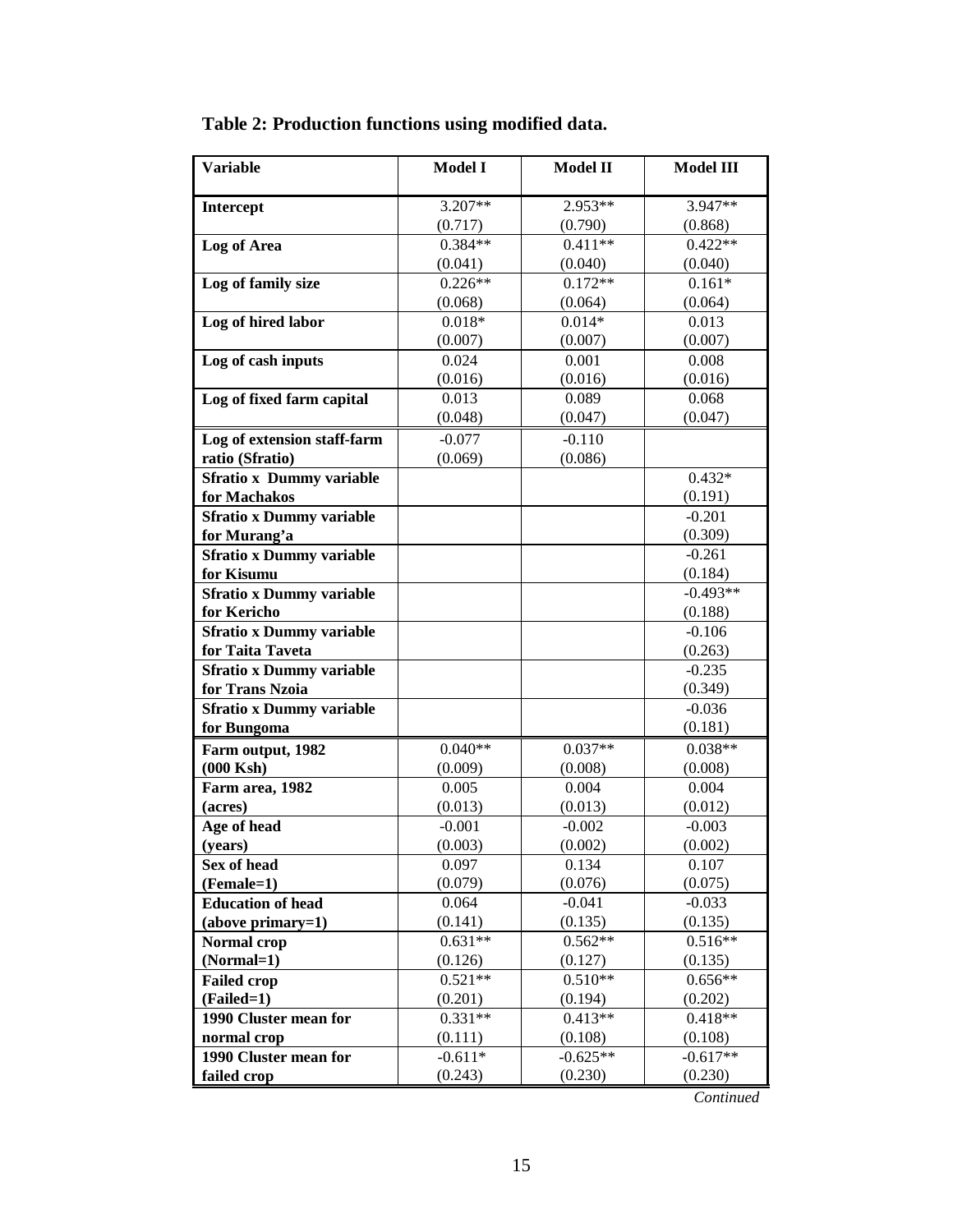**Table 2: Production functions using modified data.**

| Variable | Model I | Model II | Model III |
|---|---|---|---|
| **Intercept** | 3.207** (0.717) | 2.953** (0.790) | 3.947** (0.868) |
| **Log of Area** | 0.384** (0.041) | 0.411** (0.040) | 0.422** (0.040) |
| **Log of family size** | 0.226** (0.068) | 0.172** (0.064) | 0.161* (0.064) |
| **Log of hired labor** | 0.018* (0.007) | 0.014* (0.007) | 0.013 (0.007) |
| **Log of cash inputs** | 0.024 (0.016) | 0.001 (0.016) | 0.008 (0.016) |
| **Log of fixed farm capital** | 0.013 (0.048) | 0.089 (0.047) | 0.068 (0.047) |
| **Log of extension staff-farm ratio (Sfratio)** | -0.077 (0.069) | -0.110 (0.086) | |
| **Sfratio x Dummy variable for Machakos** | | | 0.432* (0.191) |
| **Sfratio x Dummy variable for Murang'a** | | | -0.201 (0.309) |
| **Sfratio x Dummy variable for Kisumu** | | | -0.261 (0.184) |
| **Sfratio x Dummy variable for Kericho** | | | -0.493** (0.188) |
| **Sfratio x Dummy variable for Taita Taveta** | | | -0.106 (0.263) |
| **Sfratio x Dummy variable for Trans Nzoia** | | | -0.235 (0.349) |
| **Sfratio x Dummy variable for Bungoma** | | | -0.036 (0.181) |
| **Farm output, 1982 (000 Ksh)** | 0.040** (0.009) | 0.037** (0.008) | 0.038** (0.008) |
| **Farm area, 1982 (acres)** | 0.005 (0.013) | 0.004 (0.013) | 0.004 (0.012) |
| **Age of head (years)** | -0.001 (0.003) | -0.002 (0.002) | -0.003 (0.002) |
| **Sex of head (Female=1)** | 0.097 (0.079) | 0.134 (0.076) | 0.107 (0.075) |
| **Education of head (above primary=1)** | 0.064 (0.141) | -0.041 (0.135) | -0.033 (0.135) |
| **Normal crop (Normal=1)** | 0.631** (0.126) | 0.562** (0.127) | 0.516** (0.135) |
| **Failed crop (Failed=1)** | 0.521** (0.201) | 0.510** (0.194) | 0.656** (0.202) |
| **1990 Cluster mean for normal crop** | 0.331** (0.111) | 0.413** (0.108) | 0.418** (0.108) |
| **1990 Cluster mean for failed crop** | -0.611* (0.243) | -0.625** (0.230) | -0.617** (0.230) |

*Continued*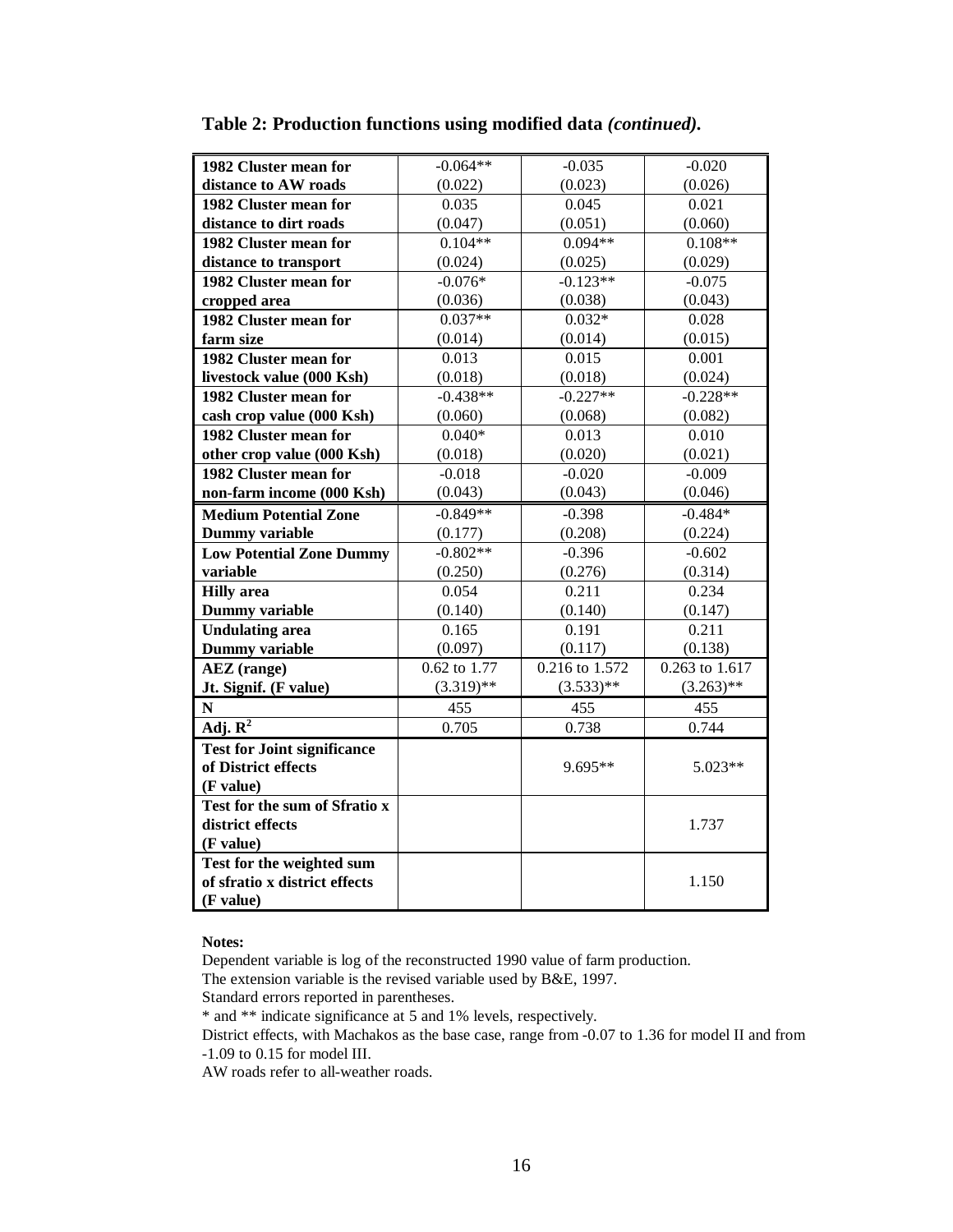**Table 2: Production functions using modified data *(continued).***

| | | | |
|---|---|---|---|
| **1982 Cluster mean for distance to AW roads** | -0.064** (0.022) | -0.035 (0.023) | -0.020 (0.026) |
| **1982 Cluster mean for distance to dirt roads** | 0.035 (0.047) | 0.045 (0.051) | 0.021 (0.060) |
| **1982 Cluster mean for distance to transport** | 0.104** (0.024) | 0.094** (0.025) | 0.108** (0.029) |
| **1982 Cluster mean for cropped area** | -0.076* (0.036) | -0.123** (0.038) | -0.075 (0.043) |
| **1982 Cluster mean for farm size** | 0.037** (0.014) | 0.032* (0.014) | 0.028 (0.015) |
| **1982 Cluster mean for livestock value (000 Ksh)** | 0.013 (0.018) | 0.015 (0.018) | 0.001 (0.024) |
| **1982 Cluster mean for cash crop value (000 Ksh)** | -0.438** (0.060) | -0.227** (0.068) | -0.228** (0.082) |
| **1982 Cluster mean for other crop value (000 Ksh)** | 0.040* (0.018) | 0.013 (0.020) | 0.010 (0.021) |
| **1982 Cluster mean for non-farm income (000 Ksh)** | -0.018 (0.043) | -0.020 (0.043) | -0.009 (0.046) |
| **Medium Potential Zone Dummy variable** | -0.849** (0.177) | -0.398 (0.208) | -0.484* (0.224) |
| **Low Potential Zone Dummy variable** | -0.802** (0.250) | -0.396 (0.276) | -0.602 (0.314) |
| **Hilly area Dummy variable** | 0.054 (0.140) | 0.211 (0.140) | 0.234 (0.147) |
| **Undulating area Dummy variable** | 0.165 (0.097) | 0.191 (0.117) | 0.211 (0.138) |
| **AEZ (range) Jt. Signif. (F value)** | 0.62 to 1.77 (3.319)** | 0.216 to 1.572 (3.533)** | 0.263 to 1.617 (3.263)** |
| **N** | 455 | 455 | 455 |
| **Adj. $R^2$** | 0.705 | 0.738 | 0.744 |
| **Test for Joint significance of District effects (F value)** | | 9.695** | 5.023** |
| **Test for the sum of Sfratio x district effects (F value)** | | | 1.737 |
| **Test for the weighted sum of sfratio x district effects (F value)** | | | 1.150 |

**Notes:**

Dependent variable is log of the reconstructed 1990 value of farm production.

The extension variable is the revised variable used by B&E, 1997.

Standard errors reported in parentheses.

* and ** indicate significance at 5 and 1% levels, respectively.

District effects, with Machakos as the base case, range from -0.07 to 1.36 for model II and from -1.09 to 0.15 for model III.

AW roads refer to all-weather roads.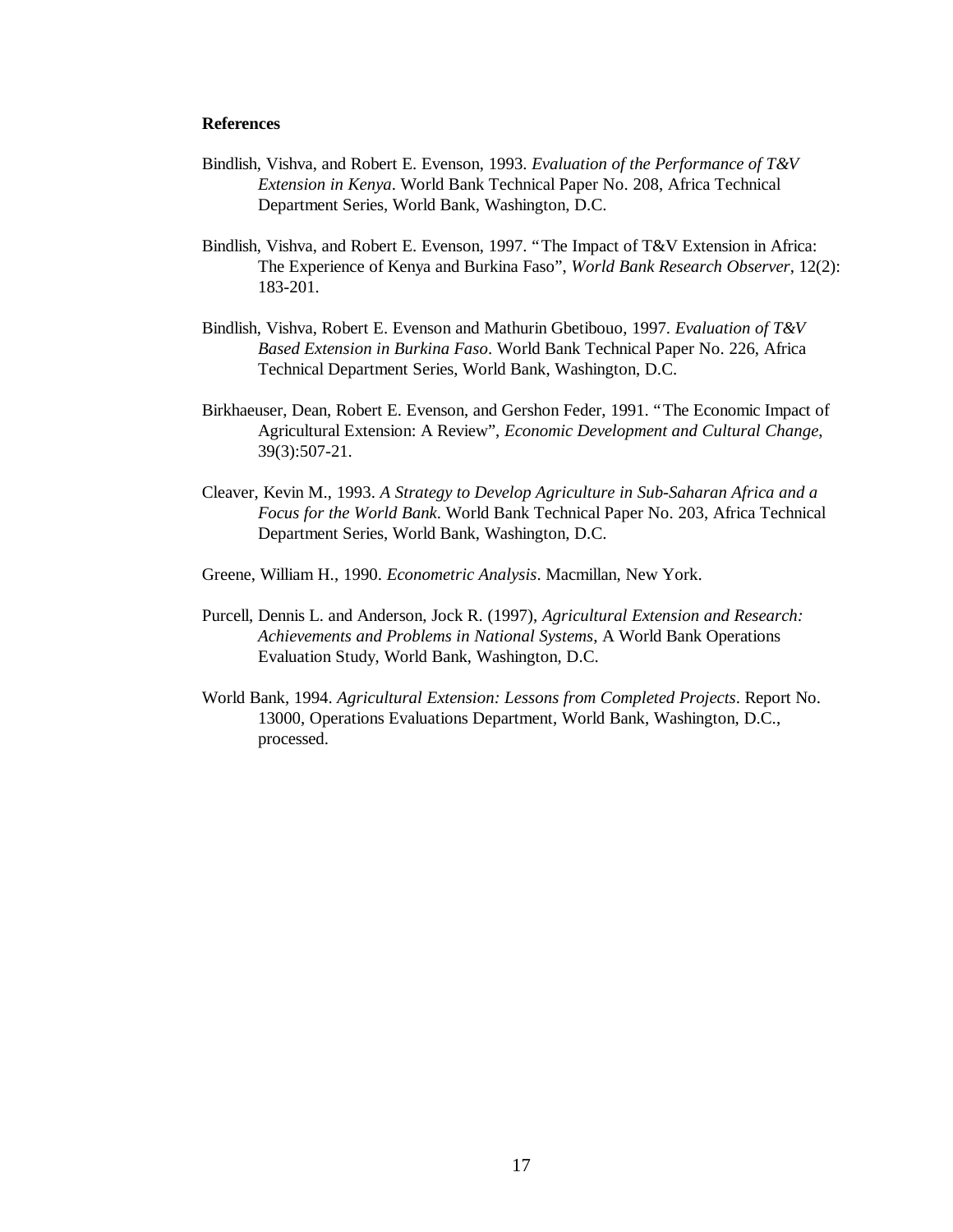**References**

Bindlish, Vishva, and Robert E. Evenson, 1993. *Evaluation of the Performance of T&V Extension in Kenya*. World Bank Technical Paper No. 208, Africa Technical Department Series, World Bank, Washington, D.C.

Bindlish, Vishva, and Robert E. Evenson, 1997. "The Impact of T&V Extension in Africa: The Experience of Kenya and Burkina Faso", *World Bank Research Observer*, 12(2): 183-201.

Bindlish, Vishva, Robert E. Evenson and Mathurin Gbetibouo, 1997. *Evaluation of T&V Based Extension in Burkina Faso*. World Bank Technical Paper No. 226, Africa Technical Department Series, World Bank, Washington, D.C.

Birkhaeuser, Dean, Robert E. Evenson, and Gershon Feder, 1991. "The Economic Impact of Agricultural Extension: A Review", *Economic Development and Cultural Change*, 39(3):507-21.

Cleaver, Kevin M., 1993. *A Strategy to Develop Agriculture in Sub-Saharan Africa and a Focus for the World Bank*. World Bank Technical Paper No. 203, Africa Technical Department Series, World Bank, Washington, D.C.

Greene, William H., 1990. *Econometric Analysis*. Macmillan, New York.

Purcell, Dennis L. and Anderson, Jock R. (1997), *Agricultural Extension and Research: Achievements and Problems in National Systems*, A World Bank Operations Evaluation Study, World Bank, Washington, D.C.

World Bank, 1994. *Agricultural Extension: Lessons from Completed Projects*. Report No. 13000, Operations Evaluations Department, World Bank, Washington, D.C., processed.